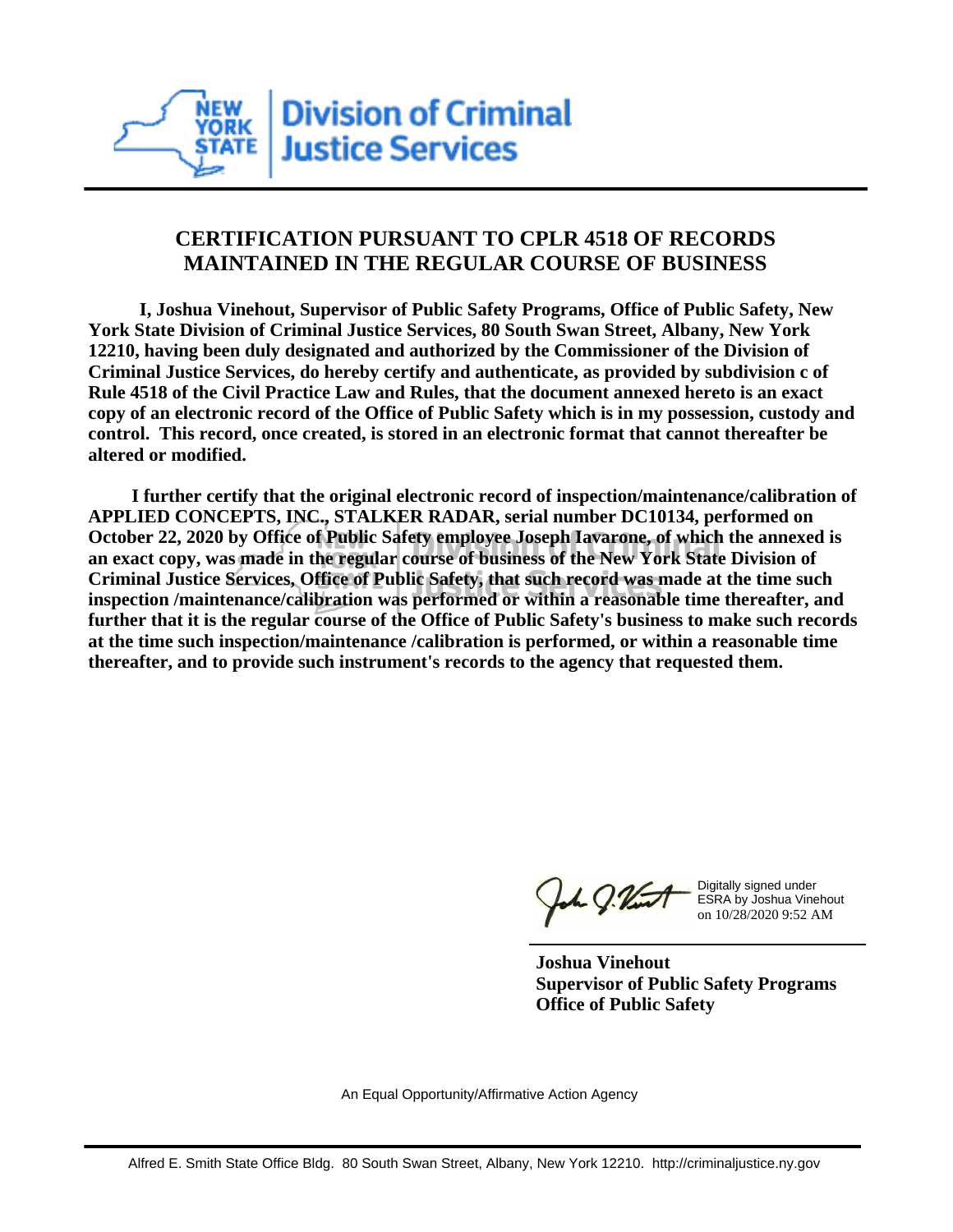New York State Division of Criminal Justice Services

# CERTIFICATION PURSUANT TO CPLR 4518 OF RECORDS MAINTAINED IN THE REGULAR COURSE OF BUSINESS

**I, Joshua Vinehout, Supervisor of Public Safety Programs, Office of Public Safety, New York State Division of Criminal Justice Services, 80 South Swan Street, Albany, New York 12210, having been duly designated and authorized by the Commissioner of the Division of Criminal Justice Services, do hereby certify and authenticate, as provided by subdivision c of Rule 4518 of the Civil Practice Law and Rules, that the document annexed hereto is an exact copy of an electronic record of the Office of Public Safety which is in my possession, custody and control. This record, once created, is stored in an electronic format that cannot thereafter be altered or modified.**

**I further certify that the original electronic record of inspection/maintenance/calibration of APPLIED CONCEPTS, INC., STALKER RADAR, serial number DC10134, performed on October 22, 2020 by Office of Public Safety employee Joseph Iavarone, of which the annexed is an exact copy, was made in the regular course of business of the New York State Division of Criminal Justice Services, Office of Public Safety, that such record was made at the time such inspection /maintenance/calibration was performed or within a reasonable time thereafter, and further that it is the regular course of the Office of Public Safety's business to make such records at the time such inspection/maintenance /calibration is performed, or within a reasonable time thereafter, and to provide such instrument's records to the agency that requested them.**

Digitally signed under ESRA by Joshua Vinehout on 10/28/2020 9:52 AM

**Joshua Vinehout**
**Supervisor of Public Safety Programs**
**Office of Public Safety**

An Equal Opportunity/Affirmative Action Agency

Alfred E. Smith State Office Bldg. 80 South Swan Street, Albany, New York 12210. http://criminaljustice.ny.gov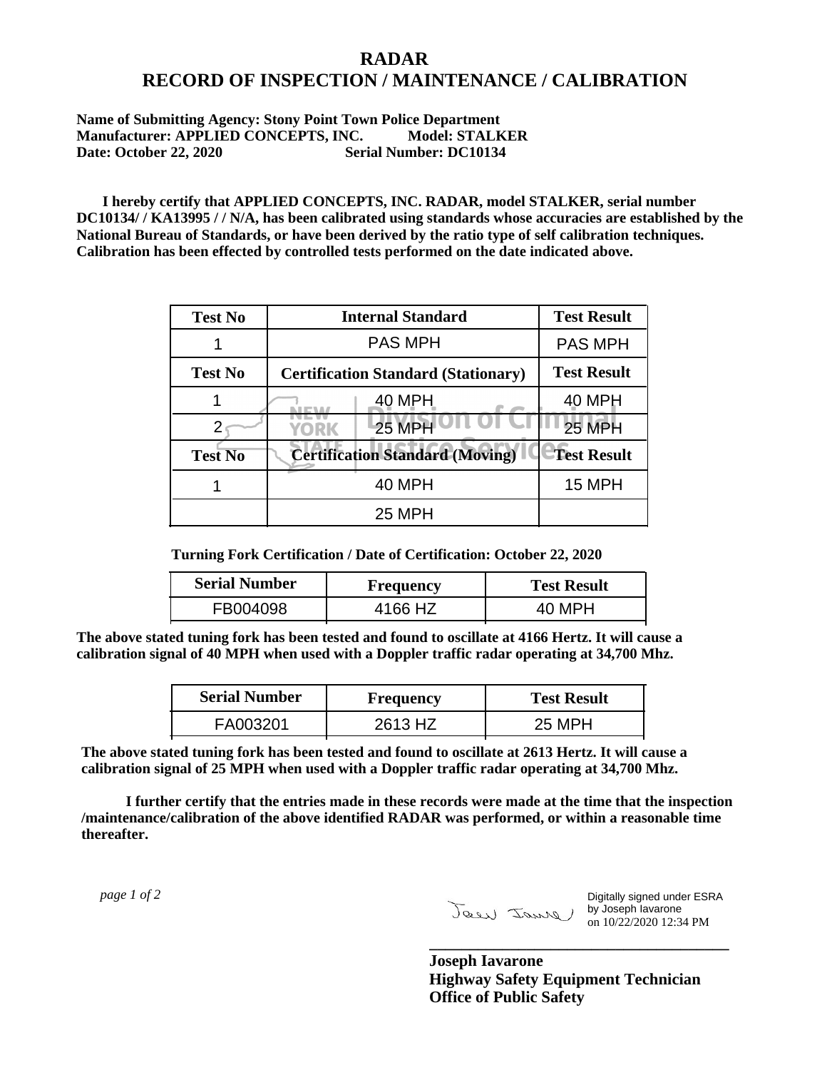# RADAR
# RECORD OF INSPECTION / MAINTENANCE / CALIBRATION

**Name of Submitting Agency: Stony Point Town Police Department**
**Manufacturer: APPLIED CONCEPTS, INC. Model: STALKER**
**Date: October 22, 2020 Serial Number: DC10134**

**I hereby certify that APPLIED CONCEPTS, INC. RADAR, model STALKER, serial number DC10134/ / KA13995 / / N/A, has been calibrated using standards whose accuracies are established by the National Bureau of Standards, or have been derived by the ratio type of self calibration techniques. Calibration has been effected by controlled tests performed on the date indicated above.**

| Test No | Internal Standard | Test Result |
|---|---|---|
| 1 | PAS MPH | PAS MPH |
| **Test No** | **Certification Standard (Stationary)** | **Test Result** |
| 1 | 40 MPH | 40 MPH |
| 2 | 25 MPH | 25 MPH |
| **Test No** | **Certification Standard (Moving)** | **Test Result** |
| 1 | 40 MPH | 15 MPH |
| | 25 MPH | |

**Turning Fork Certification / Date of Certification: October 22, 2020**

| Serial Number | Frequency | Test Result |
|---|---|---|
| FB004098 | 4166 HZ | 40 MPH |

**The above stated tuning fork has been tested and found to oscillate at 4166 Hertz. It will cause a calibration signal of 40 MPH when used with a Doppler traffic radar operating at 34,700 Mhz.**

| Serial Number | Frequency | Test Result |
|---|---|---|
| FA003201 | 2613 HZ | 25 MPH |

**The above stated tuning fork has been tested and found to oscillate at 2613 Hertz. It will cause a calibration signal of 25 MPH when used with a Doppler traffic radar operating at 34,700 Mhz.**

**I further certify that the entries made in these records were made at the time that the inspection /maintenance/calibration of the above identified RADAR was performed, or within a reasonable time thereafter.**

*page 1 of 2*

Digitally signed under ESRA by Joseph Iavarone on 10/22/2020 12:34 PM

**Joseph Iavarone**
**Highway Safety Equipment Technician**
**Office of Public Safety**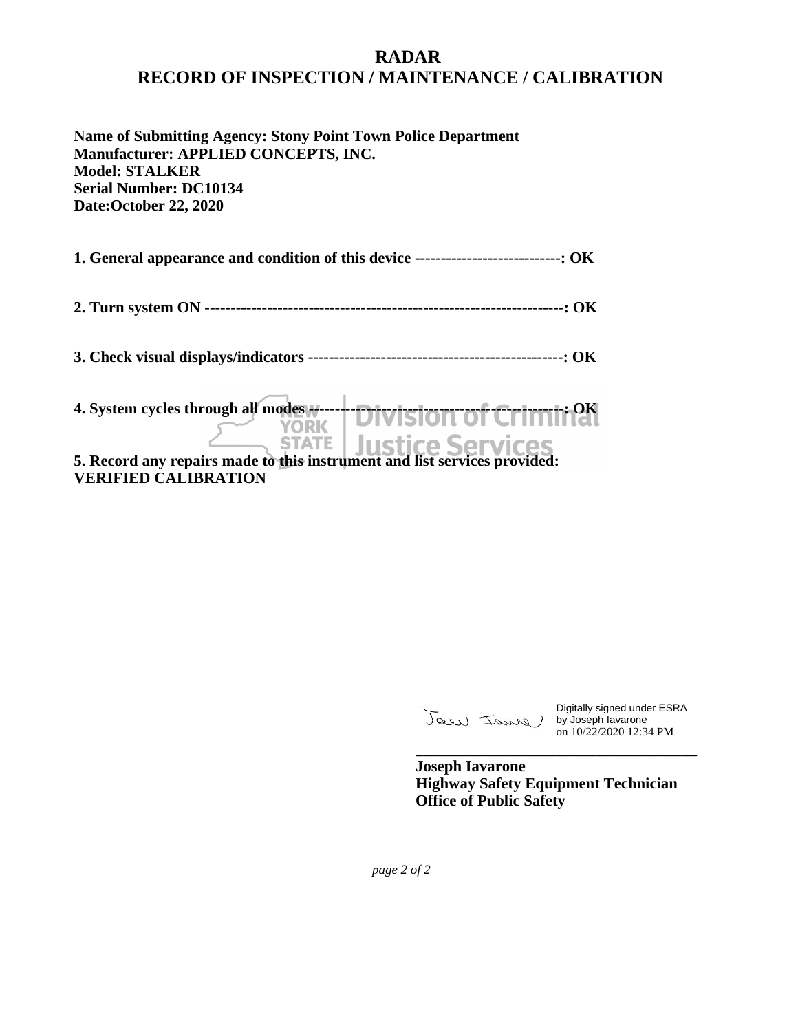# RADAR
# RECORD OF INSPECTION / MAINTENANCE / CALIBRATION

**Name of Submitting Agency: Stony Point Town Police Department**
**Manufacturer: APPLIED CONCEPTS, INC.**
**Model: STALKER**
**Serial Number: DC10134**
**Date:October 22, 2020**

**1. General appearance and condition of this device ----------------------------: OK**

**2. Turn system ON --------------------------------------------------------------------: OK**

**3. Check visual displays/indicators -------------------------------------------------: OK**

**4. System cycles through all modes ------------------------------------------------: OK**

**5. Record any repairs made to this instrument and list services provided:**
**VERIFIED CALIBRATION**

Digitally signed under ESRA by Joseph Iavarone on 10/22/2020 12:34 PM

**Joseph Iavarone**
**Highway Safety Equipment Technician**
**Office of Public Safety**